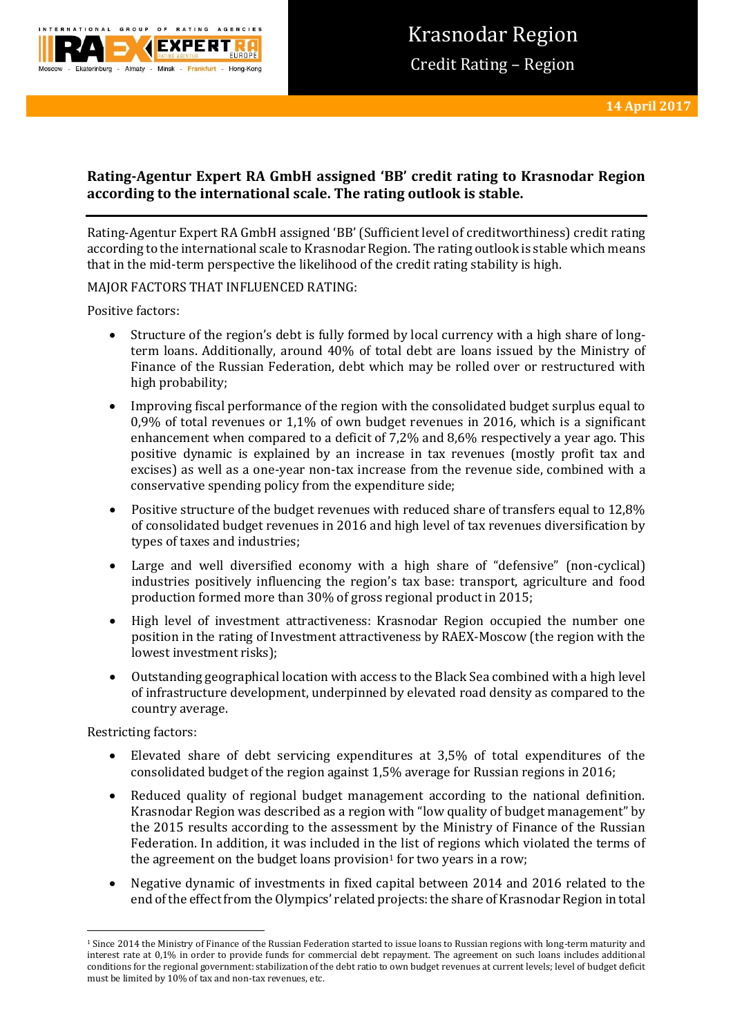# Krasnodar Region

## Credit Rating – Region

**14 April 2017**

**Rating-Agentur Expert RA GmbH assigned 'BB' credit rating to Krasnodar Region according to the international scale. The rating outlook is stable.**

Rating-Agentur Expert RA GmbH assigned 'BB' (Sufficient level of creditworthiness) credit rating according to the international scale to Krasnodar Region. The rating outlook is stable which means that in the mid-term perspective the likelihood of the credit rating stability is high.

MAJOR FACTORS THAT INFLUENCED RATING:

Positive factors:

- Structure of the region's debt is fully formed by local currency with a high share of long-term loans. Additionally, around 40% of total debt are loans issued by the Ministry of Finance of the Russian Federation, debt which may be rolled over or restructured with high probability;
- Improving fiscal performance of the region with the consolidated budget surplus equal to 0,9% of total revenues or 1,1% of own budget revenues in 2016, which is a significant enhancement when compared to a deficit of 7,2% and 8,6% respectively a year ago. This positive dynamic is explained by an increase in tax revenues (mostly profit tax and excises) as well as a one-year non-tax increase from the revenue side, combined with a conservative spending policy from the expenditure side;
- Positive structure of the budget revenues with reduced share of transfers equal to 12,8% of consolidated budget revenues in 2016 and high level of tax revenues diversification by types of taxes and industries;
- Large and well diversified economy with a high share of "defensive" (non-cyclical) industries positively influencing the region's tax base: transport, agriculture and food production formed more than 30% of gross regional product in 2015;
- High level of investment attractiveness: Krasnodar Region occupied the number one position in the rating of Investment attractiveness by RAEX-Moscow (the region with the lowest investment risks);
- Outstanding geographical location with access to the Black Sea combined with a high level of infrastructure development, underpinned by elevated road density as compared to the country average.

Restricting factors:

- Elevated share of debt servicing expenditures at 3,5% of total expenditures of the consolidated budget of the region against 1,5% average for Russian regions in 2016;
- Reduced quality of regional budget management according to the national definition. Krasnodar Region was described as a region with "low quality of budget management" by the 2015 results according to the assessment by the Ministry of Finance of the Russian Federation. In addition, it was included in the list of regions which violated the terms of the agreement on the budget loans provision[1] for two years in a row;
- Negative dynamic of investments in fixed capital between 2014 and 2016 related to the end of the effect from the Olympics' related projects: the share of Krasnodar Region in total

[1] Since 2014 the Ministry of Finance of the Russian Federation started to issue loans to Russian regions with long-term maturity and interest rate at 0,1% in order to provide funds for commercial debt repayment. The agreement on such loans includes additional conditions for the regional government: stabilization of the debt ratio to own budget revenues at current levels; level of budget deficit must be limited by 10% of tax and non-tax revenues, etc.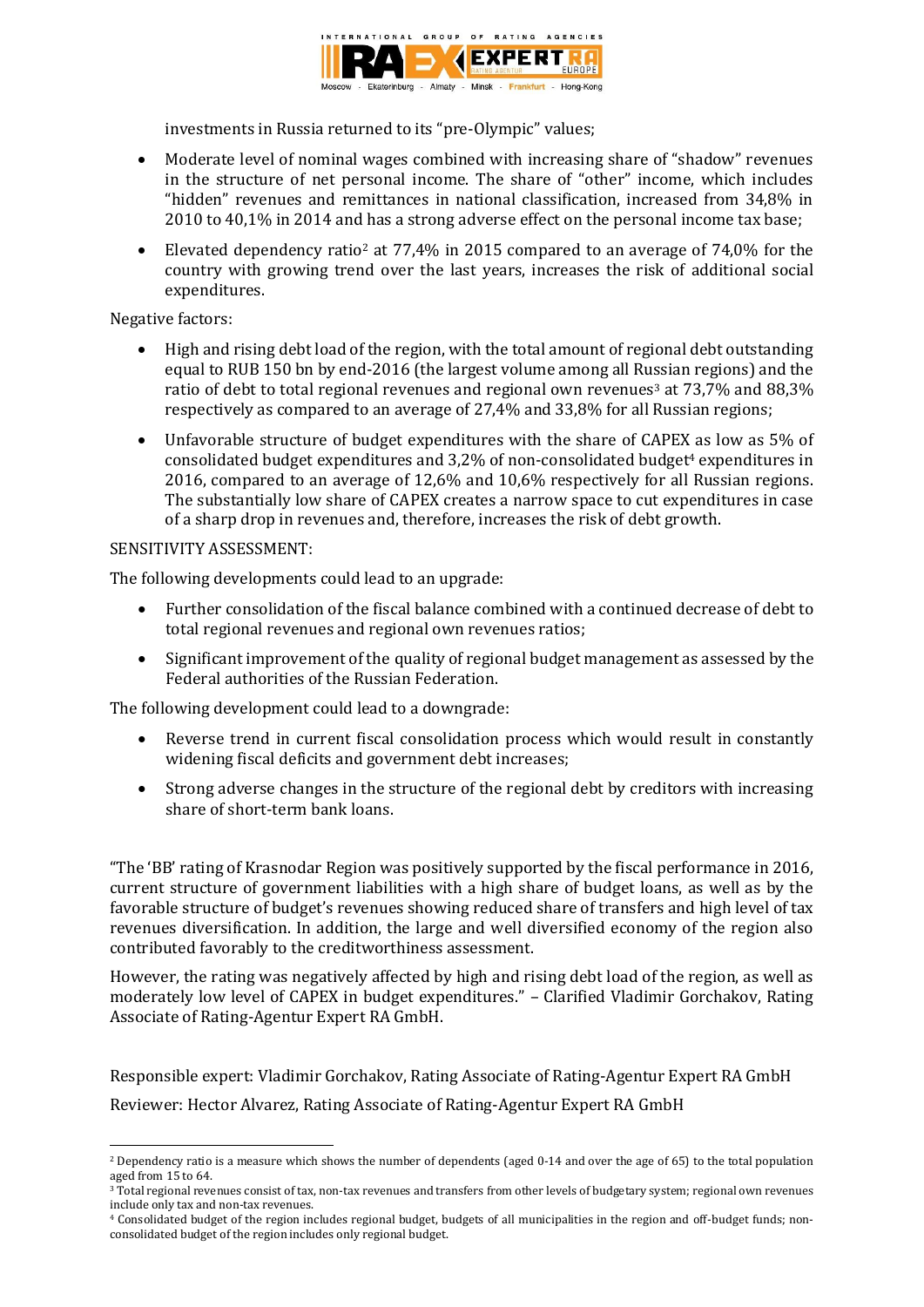investments in Russia returned to its "pre-Olympic" values;

- Moderate level of nominal wages combined with increasing share of "shadow" revenues in the structure of net personal income. The share of "other" income, which includes "hidden" revenues and remittances in national classification, increased from 34,8% in 2010 to 40,1% in 2014 and has a strong adverse effect on the personal income tax base;
- Elevated dependency ratio[2] at 77,4% in 2015 compared to an average of 74,0% for the country with growing trend over the last years, increases the risk of additional social expenditures.

Negative factors:

- High and rising debt load of the region, with the total amount of regional debt outstanding equal to RUB 150 bn by end-2016 (the largest volume among all Russian regions) and the ratio of debt to total regional revenues and regional own revenues[3] at 73,7% and 88,3% respectively as compared to an average of 27,4% and 33,8% for all Russian regions;
- Unfavorable structure of budget expenditures with the share of CAPEX as low as 5% of consolidated budget expenditures and 3,2% of non-consolidated budget[4] expenditures in 2016, compared to an average of 12,6% and 10,6% respectively for all Russian regions. The substantially low share of CAPEX creates a narrow space to cut expenditures in case of a sharp drop in revenues and, therefore, increases the risk of debt growth.

SENSITIVITY ASSESSMENT:

The following developments could lead to an upgrade:

- Further consolidation of the fiscal balance combined with a continued decrease of debt to total regional revenues and regional own revenues ratios;
- Significant improvement of the quality of regional budget management as assessed by the Federal authorities of the Russian Federation.

The following development could lead to a downgrade:

- Reverse trend in current fiscal consolidation process which would result in constantly widening fiscal deficits and government debt increases;
- Strong adverse changes in the structure of the regional debt by creditors with increasing share of short-term bank loans.

"The 'BB' rating of Krasnodar Region was positively supported by the fiscal performance in 2016, current structure of government liabilities with a high share of budget loans, as well as by the favorable structure of budget's revenues showing reduced share of transfers and high level of tax revenues diversification. In addition, the large and well diversified economy of the region also contributed favorably to the creditworthiness assessment.

However, the rating was negatively affected by high and rising debt load of the region, as well as moderately low level of CAPEX in budget expenditures." – Clarified Vladimir Gorchakov, Rating Associate of Rating-Agentur Expert RA GmbH.

Responsible expert: Vladimir Gorchakov, Rating Associate of Rating-Agentur Expert RA GmbH

Reviewer: Hector Alvarez, Rating Associate of Rating-Agentur Expert RA GmbH

---

[2] Dependency ratio is a measure which shows the number of dependents (aged 0-14 and over the age of 65) to the total population aged from 15 to 64.

[3] Total regional revenues consist of tax, non-tax revenues and transfers from other levels of budgetary system; regional own revenues include only tax and non-tax revenues.

[4] Consolidated budget of the region includes regional budget, budgets of all municipalities in the region and off-budget funds; non-consolidated budget of the region includes only regional budget.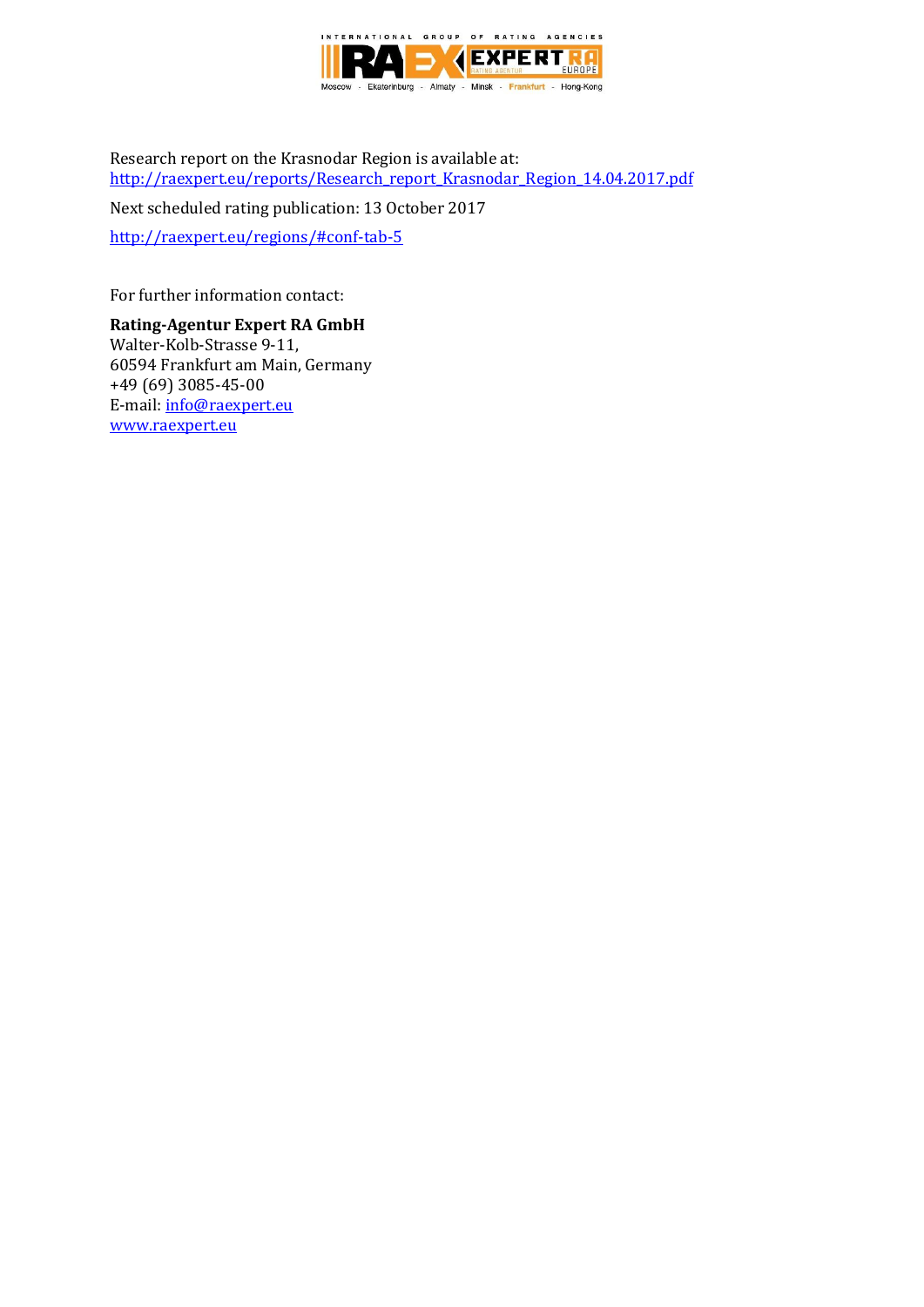Research report on the Krasnodar Region is available at:
http://raexpert.eu/reports/Research_report_Krasnodar_Region_14.04.2017.pdf

Next scheduled rating publication: 13 October 2017

http://raexpert.eu/regions/#conf-tab-5

For further information contact:

**Rating-Agentur Expert RA GmbH**
Walter-Kolb-Strasse 9-11,
60594 Frankfurt am Main, Germany
+49 (69) 3085-45-00
E-mail: info@raexpert.eu
www.raexpert.eu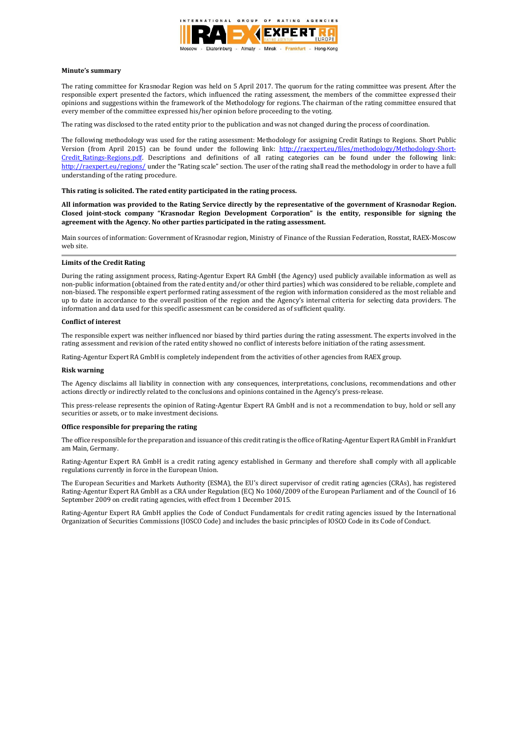**Minute's summary**

The rating committee for Krasnodar Region was held on 5 April 2017. The quorum for the rating committee was present. After the responsible expert presented the factors, which influenced the rating assessment, the members of the committee expressed their opinions and suggestions within the framework of the Methodology for regions. The chairman of the rating committee ensured that every member of the committee expressed his/her opinion before proceeding to the voting.

The rating was disclosed to the rated entity prior to the publication and was not changed during the process of coordination.

The following methodology was used for the rating assessment: Methodology for assigning Credit Ratings to Regions. Short Public Version (from April 2015) can be found under the following link: http://raexpert.eu/files/methodology/Methodology-Short-Credit_Ratings-Regions.pdf. Descriptions and definitions of all rating categories can be found under the following link: http://raexpert.eu/regions/ under the "Rating scale" section. The user of the rating shall read the methodology in order to have a full understanding of the rating procedure.

**This rating is solicited. The rated entity participated in the rating process.**

**All information was provided to the Rating Service directly by the representative of the government of Krasnodar Region. Closed joint-stock company "Krasnodar Region Development Corporation" is the entity, responsible for signing the agreement with the Agency. No other parties participated in the rating assessment.**

Main sources of information: Government of Krasnodar region, Ministry of Finance of the Russian Federation, Rosstat, RAEX-Moscow web site.

---

**Limits of the Credit Rating**

During the rating assignment process, Rating-Agentur Expert RA GmbH (the Agency) used publicly available information as well as non-public information (obtained from the rated entity and/or other third parties) which was considered to be reliable, complete and non-biased. The responsible expert performed rating assessment of the region with information considered as the most reliable and up to date in accordance to the overall position of the region and the Agency's internal criteria for selecting data providers. The information and data used for this specific assessment can be considered as of sufficient quality.

**Conflict of interest**

The responsible expert was neither influenced nor biased by third parties during the rating assessment. The experts involved in the rating assessment and revision of the rated entity showed no conflict of interests before initiation of the rating assessment.

Rating-Agentur Expert RA GmbH is completely independent from the activities of other agencies from RAEX group.

**Risk warning**

The Agency disclaims all liability in connection with any consequences, interpretations, conclusions, recommendations and other actions directly or indirectly related to the conclusions and opinions contained in the Agency's press-release.

This press-release represents the opinion of Rating-Agentur Expert RA GmbH and is not a recommendation to buy, hold or sell any securities or assets, or to make investment decisions.

**Office responsible for preparing the rating**

The office responsible for the preparation and issuance of this credit rating is the office of Rating-Agentur Expert RA GmbH in Frankfurt am Main, Germany.

Rating-Agentur Expert RA GmbH is a credit rating agency established in Germany and therefore shall comply with all applicable regulations currently in force in the European Union.

The European Securities and Markets Authority (ESMA), the EU's direct supervisor of credit rating agencies (CRAs), has registered Rating-Agentur Expert RA GmbH as a CRA under Regulation (EC) No 1060/2009 of the European Parliament and of the Council of 16 September 2009 on credit rating agencies, with effect from 1 December 2015.

Rating-Agentur Expert RA GmbH applies the Code of Conduct Fundamentals for credit rating agencies issued by the International Organization of Securities Commissions (IOSCO Code) and includes the basic principles of IOSCO Code in its Code of Conduct.